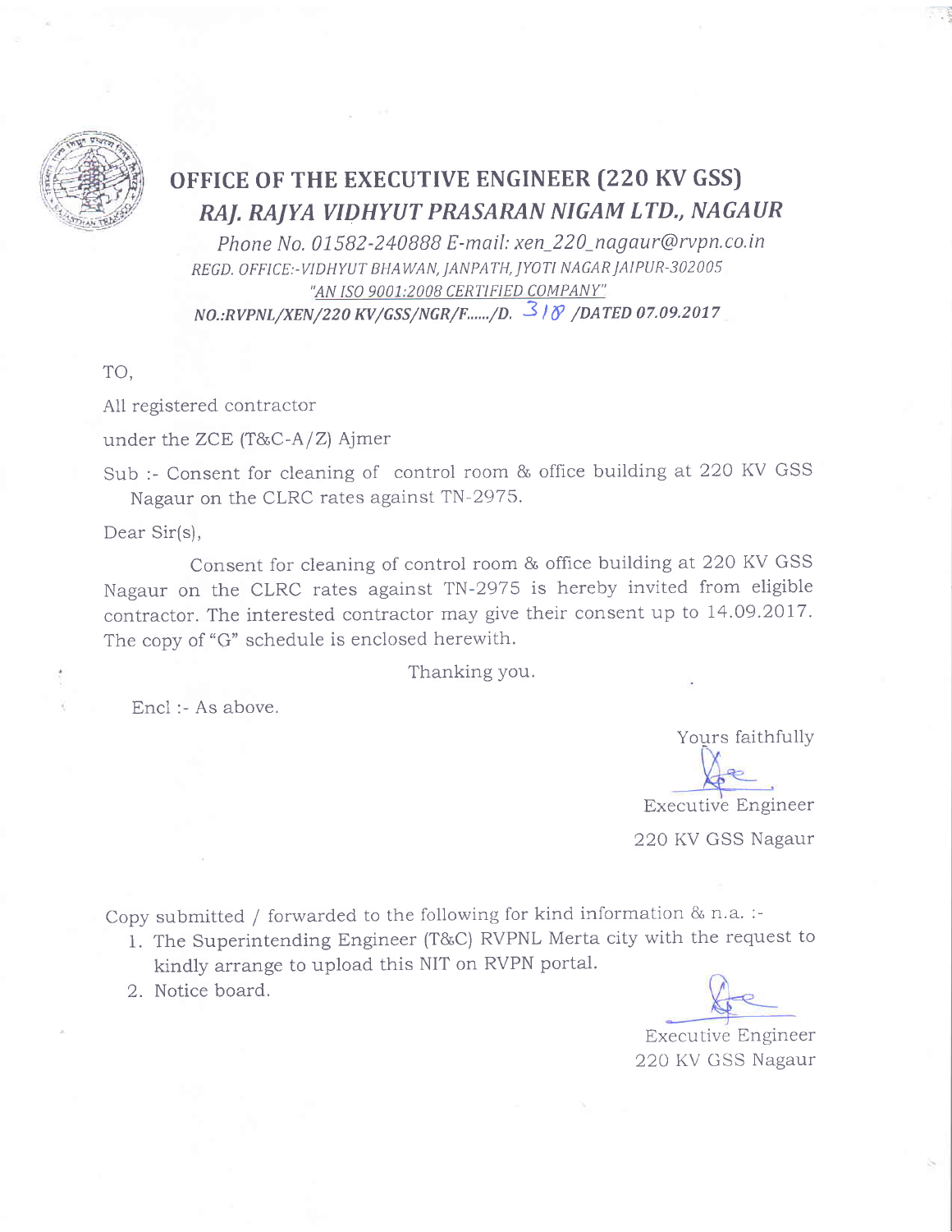# OFFICE OF THE EXECUTIVE ENGINEER (220 KV GSS)

## *RAJ. RAJYA VIDHYUT PRASARAN NIGAM LTD., NAGAUR*

*Phone No. 01582-240888 E-mail: xen_220_nagaur@rvpn.co.in*

*REGD. OFFICE:-VIDHYUT BHAWAN, JANPATH, JYOTI NAGAR JAIPUR-302005*

*"AN ISO 9001:2008 CERTIFIED COMPANY"*

***NO.:RVPNL/XEN/220 KV/GSS/NGR/F....../D. 318 /DATED 07.09.2017***

TO,

All registered contractor

under the ZCE (T&C-A/Z) Ajmer

Sub :- Consent for cleaning of control room & office building at 220 KV GSS Nagaur on the CLRC rates against TN-2975.

Dear Sir(s),

Consent for cleaning of control room & office building at 220 KV GSS Nagaur on the CLRC rates against TN-2975 is hereby invited from eligible contractor. The interested contractor may give their consent up to 14.09.2017. The copy of "G" schedule is enclosed herewith.

Thanking you.

Encl :- As above.

Yours faithfully

Executive Engineer
220 KV GSS Nagaur

Copy submitted / forwarded to the following for kind information & n.a. :-

1. The Superintending Engineer (T&C) RVPNL Merta city with the request to kindly arrange to upload this NIT on RVPN portal.
2. Notice board.

Executive Engineer
220 KV GSS Nagaur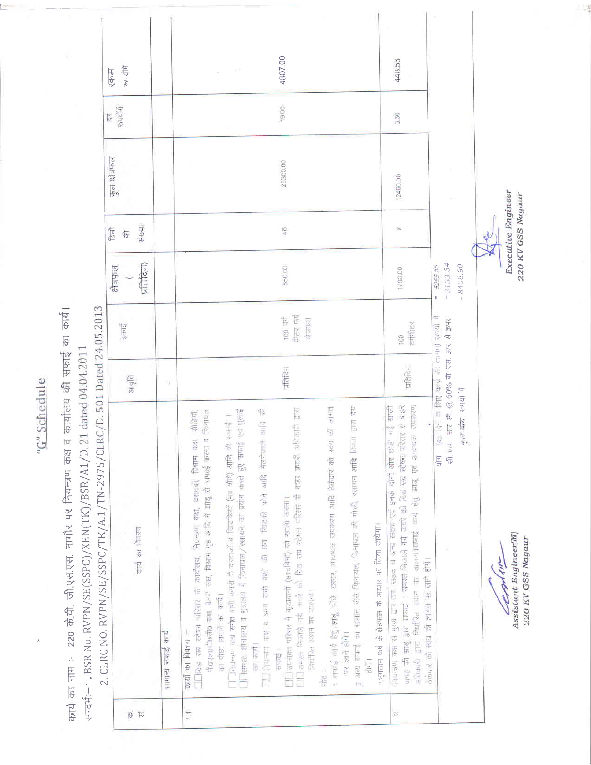# "G" Schedule

कार्य का नाम :- 220 के.वी. जी.एस.एस. नागौर पर नियन्त्रण कक्ष व कार्यालय की सफाई का कार्य।

सन्दर्भ:-1. BSR No. RVPN/SE(SSPC)/XEN(TK)/BSR/A1/D. 21 dated 04.04.2011

2. CLRC NO. RVPN/SE/SSPC/TK/A.1/TN-2975/CLRC/D. 501 Dated 24.05.2013

| क्र. सं. | कार्य का विवरण | आवृति | इकाई | क्षेत्रफल (प्रतिदिन) | दिनों की संख्या | कुल क्षेत्रफल | दर रूपयों में | रकम रूपयों में |
|---|---|---|---|---|---|---|---|---|
| | सामान्य सफाई कार्य | | | | | | | |
| 1.1 | कार्यो का विवरण :- ☐☐ग्रिड सब स्टेशन परिसर के कार्यालय, नियन्त्रण कक्ष, बरामदे, विश्राम कक्ष, सीढ़ियॉं, पी०एल०सी०पी० कक्ष, बैटरी कक्ष, विश्राम गृह आदि में झाडू से सफाई करना व फिनायल का पोछा लगाने का कार्य। ☐☐नियन्त्रण कक्ष समेत सभी कमरों के दरवाजों व खिड़कियों (मय शीशे) आदि की सफाई। ☐☐समस्त शौचालय व मूत्रालय में फिनायल/रसायन का प्रयोग करते हुए सफाई एवं धुलाई का कार्य। ☐☐नियन्त्रण कक्ष व अन्य सभी कक्षों की छत, खिड़की कोने आदि मेंलगेजाले आदि की सफाई। ☐☐उपरोक्त परिसर में कूड़ादानों (डस्टबिनों) को खाली करना। ☐☐समस्त निकाले गये कचरे को ग्रिड सब स्टेशन परिसर से बाहर प्रभारी अधिकारी द्वारा निर्धारित स्थान पर डालना। नोट :- 1.सफाई कार्य हेतु झाडू, पोछे, डस्टर, आवश्यक उपकरण आदि ठेकेदार को स्वंय की लागत पर लाने होंगे। 2.अन्य सफाई का सामान जैसे फिनायल, फिनायल की गोली, रसायन आदि विभाग द्वारा देय होंगे। 3.भुगतान कर्य के क्षेत्रफल के आधार पर किया जायेगा। | प्रतिदिन | 100 वर्ग मीटर फर्श क्षेत्रफल | 550.00 | 46 | 25300.00 | 19.00 | 4807.00 |
| 2 | नियन्त्रण कक्ष से मुख्य द्वार तक सड़क व अन्य सड़क एवं इनके दोनों ओर छोड़ी गई खाली जगह की झाडू द्वारा सफाई। समस्त निकाले गये कचरे को ग्रिड सब स्टेशन परिसर से बाहर अधिकारी द्वारा निर्धारित स्थान पर डालना। सफाई कार्य हेतु झाडू एवं आवश्यक उपकरण ठेकेदार को स्वंय की लागत पर लाने होंगे। | प्रतिदिन | 100 वर्गमीटर | 1780.00 | 7 | 12460.00 | 3.60 | 448.56 |
| | योग (46 दिन के लिए कार्य की लागत) रूपयों में = 5255.56 | | | | | | | |
| | सी.एल.आर.सी @ 60% बी एस आर से ऊपर = 3153.34 | | | | | | | |
| | कुल योग रूपयों में = 8408.90 | | | | | | | |

Assistant Engineer(M)
220 KV GSS Nagaur

Executive Engineer
220 KV GSS Nagaur